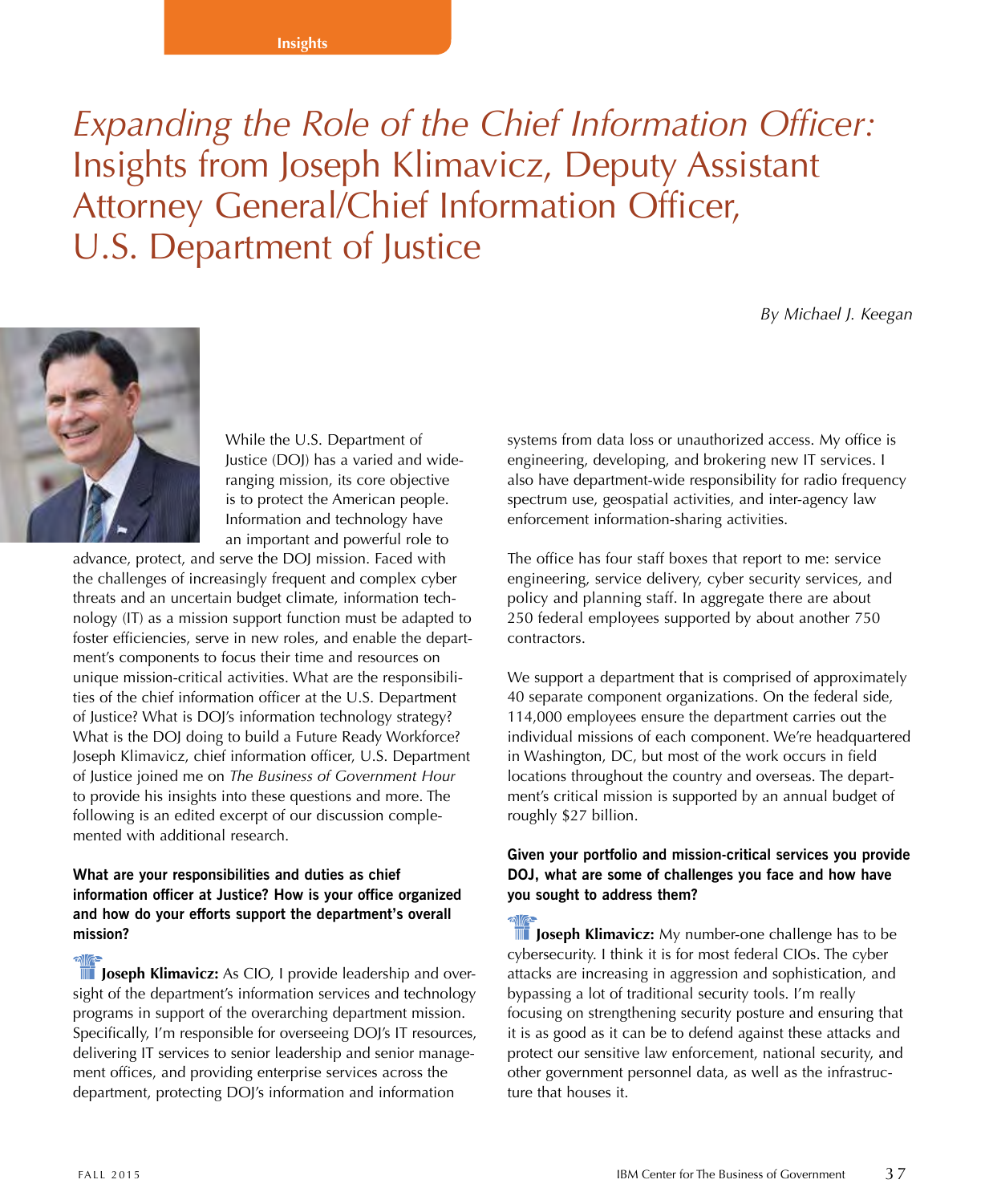Insights

# *Expanding the Role of the Chief Information Officer:* Insights from Joseph Klimavicz, Deputy Assistant Attorney General/Chief Information Officer, U.S. Department of Justice

*By Michael J. Keegan*

While the U.S. Department of Justice (DOJ) has a varied and wide-ranging mission, its core objective is to protect the American people. Information and technology have an important and powerful role to advance, protect, and serve the DOJ mission. Faced with the challenges of increasingly frequent and complex cyber threats and an uncertain budget climate, information technology (IT) as a mission support function must be adapted to foster efficiencies, serve in new roles, and enable the department's components to focus their time and resources on unique mission-critical activities. What are the responsibilities of the chief information officer at the U.S. Department of Justice? What is DOJ's information technology strategy? What is the DOJ doing to build a Future Ready Workforce? Joseph Klimavicz, chief information officer, U.S. Department of Justice joined me on *The Business of Government Hour* to provide his insights into these questions and more. The following is an edited excerpt of our discussion complemented with additional research.

**What are your responsibilities and duties as chief information officer at Justice? How is your office organized and how do your efforts support the department's overall mission?**

**Joseph Klimavicz:** As CIO, I provide leadership and oversight of the department's information services and technology programs in support of the overarching department mission. Specifically, I'm responsible for overseeing DOJ's IT resources, delivering IT services to senior leadership and senior management offices, and providing enterprise services across the department, protecting DOJ's information and information systems from data loss or unauthorized access. My office is engineering, developing, and brokering new IT services. I also have department-wide responsibility for radio frequency spectrum use, geospatial activities, and inter-agency law enforcement information-sharing activities.

The office has four staff boxes that report to me: service engineering, service delivery, cyber security services, and policy and planning staff. In aggregate there are about 250 federal employees supported by about another 750 contractors.

We support a department that is comprised of approximately 40 separate component organizations. On the federal side, 114,000 employees ensure the department carries out the individual missions of each component. We're headquartered in Washington, DC, but most of the work occurs in field locations throughout the country and overseas. The department's critical mission is supported by an annual budget of roughly $27 billion.

**Given your portfolio and mission-critical services you provide DOJ, what are some of challenges you face and how have you sought to address them?**

**Joseph Klimavicz:** My number-one challenge has to be cybersecurity. I think it is for most federal CIOs. The cyber attacks are increasing in aggression and sophistication, and bypassing a lot of traditional security tools. I'm really focusing on strengthening security posture and ensuring that it is as good as it can be to defend against these attacks and protect our sensitive law enforcement, national security, and other government personnel data, as well as the infrastructure that houses it.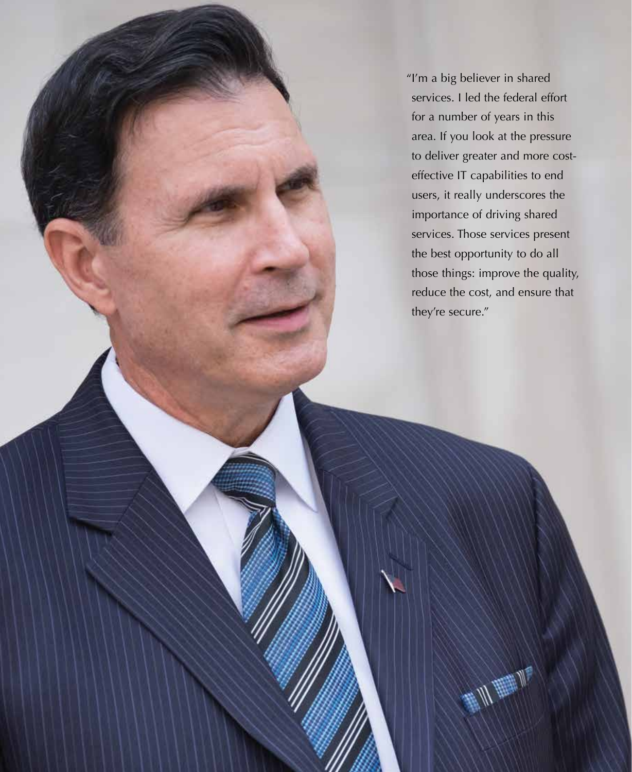"I'm a big believer in shared services. I led the federal effort for a number of years in this area. If you look at the pressure to deliver greater and more cost-effective IT capabilities to end users, it really underscores the importance of driving shared services. Those services present the best opportunity to do all those things: improve the quality, reduce the cost, and ensure that they're secure."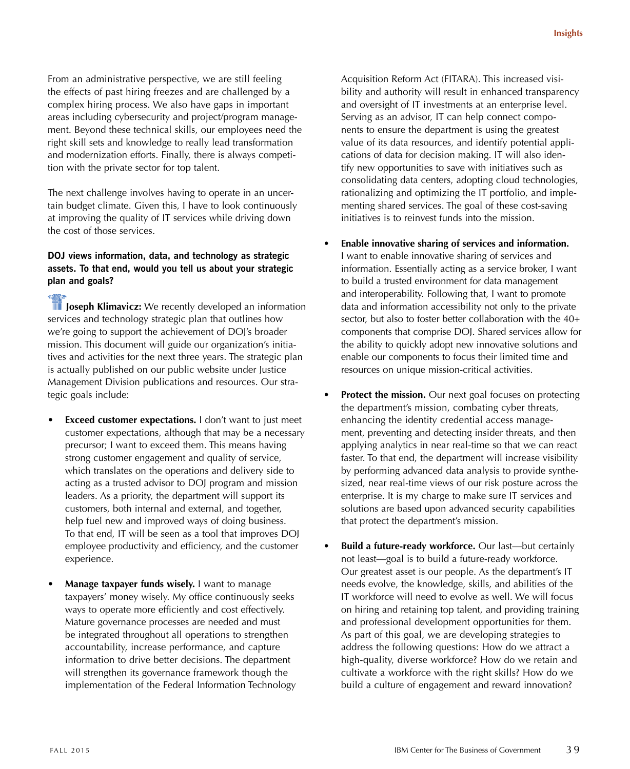From an administrative perspective, we are still feeling the effects of past hiring freezes and are challenged by a complex hiring process. We also have gaps in important areas including cybersecurity and project/program management. Beyond these technical skills, our employees need the right skill sets and knowledge to really lead transformation and modernization efforts. Finally, there is always competition with the private sector for top talent.

The next challenge involves having to operate in an uncertain budget climate. Given this, I have to look continuously at improving the quality of IT services while driving down the cost of those services.

**DOJ views information, data, and technology as strategic assets. To that end, would you tell us about your strategic plan and goals?**

**Joseph Klimavicz:** We recently developed an information services and technology strategic plan that outlines how we're going to support the achievement of DOJ's broader mission. This document will guide our organization's initiatives and activities for the next three years. The strategic plan is actually published on our public website under Justice Management Division publications and resources. Our strategic goals include:

- **Exceed customer expectations.** I don't want to just meet customer expectations, although that may be a necessary precursor; I want to exceed them. This means having strong customer engagement and quality of service, which translates on the operations and delivery side to acting as a trusted advisor to DOJ program and mission leaders. As a priority, the department will support its customers, both internal and external, and together, help fuel new and improved ways of doing business. To that end, IT will be seen as a tool that improves DOJ employee productivity and efficiency, and the customer experience.

- **Manage taxpayer funds wisely.** I want to manage taxpayers' money wisely. My office continuously seeks ways to operate more efficiently and cost effectively. Mature governance processes are needed and must be integrated throughout all operations to strengthen accountability, increase performance, and capture information to drive better decisions. The department will strengthen its governance framework though the implementation of the Federal Information Technology Acquisition Reform Act (FITARA). This increased visibility and authority will result in enhanced transparency and oversight of IT investments at an enterprise level. Serving as an advisor, IT can help connect components to ensure the department is using the greatest value of its data resources, and identify potential applications of data for decision making. IT will also identify new opportunities to save with initiatives such as consolidating data centers, adopting cloud technologies, rationalizing and optimizing the IT portfolio, and implementing shared services. The goal of these cost-saving initiatives is to reinvest funds into the mission.

- **Enable innovative sharing of services and information.** I want to enable innovative sharing of services and information. Essentially acting as a service broker, I want to build a trusted environment for data management and interoperability. Following that, I want to promote data and information accessibility not only to the private sector, but also to foster better collaboration with the 40+ components that comprise DOJ. Shared services allow for the ability to quickly adopt new innovative solutions and enable our components to focus their limited time and resources on unique mission-critical activities.

- **Protect the mission.** Our next goal focuses on protecting the department's mission, combating cyber threats, enhancing the identity credential access management, preventing and detecting insider threats, and then applying analytics in near real-time so that we can react faster. To that end, the department will increase visibility by performing advanced data analysis to provide synthesized, near real-time views of our risk posture across the enterprise. It is my charge to make sure IT services and solutions are based upon advanced security capabilities that protect the department's mission.

- **Build a future-ready workforce.** Our last—but certainly not least—goal is to build a future-ready workforce. Our greatest asset is our people. As the department's IT needs evolve, the knowledge, skills, and abilities of the IT workforce will need to evolve as well. We will focus on hiring and retaining top talent, and providing training and professional development opportunities for them. As part of this goal, we are developing strategies to address the following questions: How do we attract a high-quality, diverse workforce? How do we retain and cultivate a workforce with the right skills? How do we build a culture of engagement and reward innovation?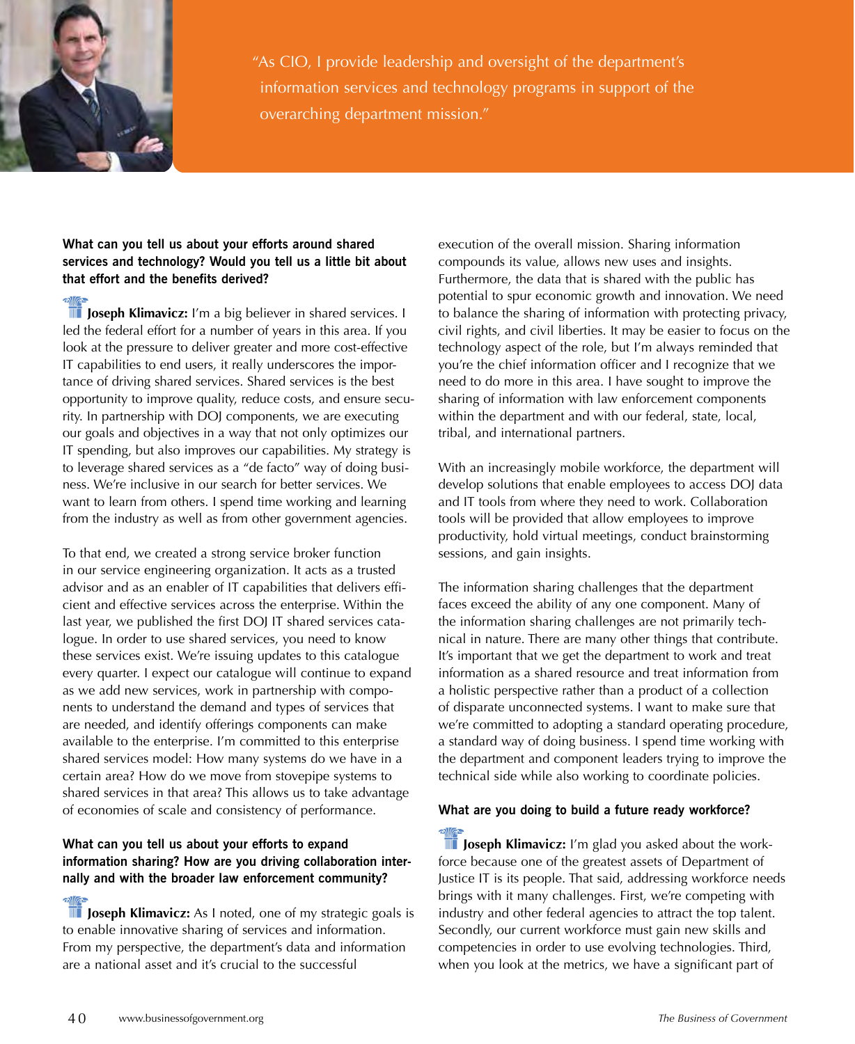"As CIO, I provide leadership and oversight of the department's information services and technology programs in support of the overarching department mission."

**What can you tell us about your efforts around shared services and technology? Would you tell us a little bit about that effort and the benefits derived?**

**Joseph Klimavicz:** I'm a big believer in shared services. I led the federal effort for a number of years in this area. If you look at the pressure to deliver greater and more cost-effective IT capabilities to end users, it really underscores the importance of driving shared services. Shared services is the best opportunity to improve quality, reduce costs, and ensure security. In partnership with DOJ components, we are executing our goals and objectives in a way that not only optimizes our IT spending, but also improves our capabilities. My strategy is to leverage shared services as a "de facto" way of doing business. We're inclusive in our search for better services. We want to learn from others. I spend time working and learning from the industry as well as from other government agencies.

To that end, we created a strong service broker function in our service engineering organization. It acts as a trusted advisor and as an enabler of IT capabilities that delivers efficient and effective services across the enterprise. Within the last year, we published the first DOJ IT shared services catalogue. In order to use shared services, you need to know these services exist. We're issuing updates to this catalogue every quarter. I expect our catalogue will continue to expand as we add new services, work in partnership with components to understand the demand and types of services that are needed, and identify offerings components can make available to the enterprise. I'm committed to this enterprise shared services model: How many systems do we have in a certain area? How do we move from stovepipe systems to shared services in that area? This allows us to take advantage of economies of scale and consistency of performance.

**What can you tell us about your efforts to expand information sharing? How are you driving collaboration internally and with the broader law enforcement community?**

**Joseph Klimavicz:** As I noted, one of my strategic goals is to enable innovative sharing of services and information. From my perspective, the department's data and information are a national asset and it's crucial to the successful execution of the overall mission. Sharing information compounds its value, allows new uses and insights. Furthermore, the data that is shared with the public has potential to spur economic growth and innovation. We need to balance the sharing of information with protecting privacy, civil rights, and civil liberties. It may be easier to focus on the technology aspect of the role, but I'm always reminded that you're the chief information officer and I recognize that we need to do more in this area. I have sought to improve the sharing of information with law enforcement components within the department and with our federal, state, local, tribal, and international partners.

With an increasingly mobile workforce, the department will develop solutions that enable employees to access DOJ data and IT tools from where they need to work. Collaboration tools will be provided that allow employees to improve productivity, hold virtual meetings, conduct brainstorming sessions, and gain insights.

The information sharing challenges that the department faces exceed the ability of any one component. Many of the information sharing challenges are not primarily technical in nature. There are many other things that contribute. It's important that we get the department to work and treat information as a shared resource and treat information from a holistic perspective rather than a product of a collection of disparate unconnected systems. I want to make sure that we're committed to adopting a standard operating procedure, a standard way of doing business. I spend time working with the department and component leaders trying to improve the technical side while also working to coordinate policies.

**What are you doing to build a future ready workforce?**

**Joseph Klimavicz:** I'm glad you asked about the workforce because one of the greatest assets of Department of Justice IT is its people. That said, addressing workforce needs brings with it many challenges. First, we're competing with industry and other federal agencies to attract the top talent. Secondly, our current workforce must gain new skills and competencies in order to use evolving technologies. Third, when you look at the metrics, we have a significant part of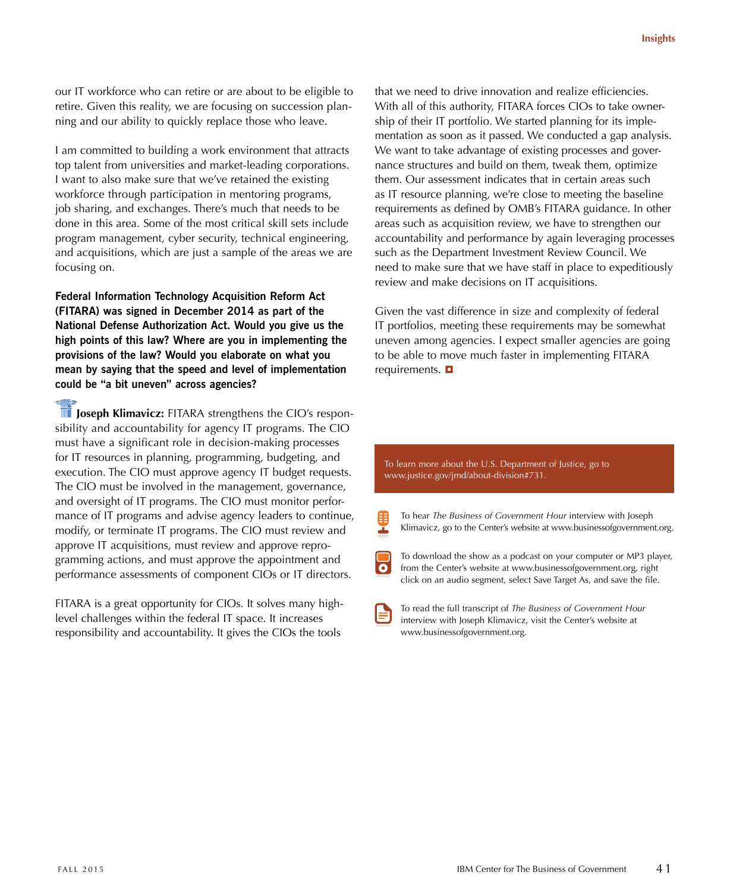our IT workforce who can retire or are about to be eligible to retire. Given this reality, we are focusing on succession planning and our ability to quickly replace those who leave.

I am committed to building a work environment that attracts top talent from universities and market-leading corporations. I want to also make sure that we've retained the existing workforce through participation in mentoring programs, job sharing, and exchanges. There's much that needs to be done in this area. Some of the most critical skill sets include program management, cyber security, technical engineering, and acquisitions, which are just a sample of the areas we are focusing on.

**Federal Information Technology Acquisition Reform Act (FITARA) was signed in December 2014 as part of the National Defense Authorization Act. Would you give us the high points of this law? Where are you in implementing the provisions of the law? Would you elaborate on what you mean by saying that the speed and level of implementation could be "a bit uneven" across agencies?**

**Joseph Klimavicz:** FITARA strengthens the CIO's responsibility and accountability for agency IT programs. The CIO must have a significant role in decision-making processes for IT resources in planning, programming, budgeting, and execution. The CIO must approve agency IT budget requests. The CIO must be involved in the management, governance, and oversight of IT programs. The CIO must monitor performance of IT programs and advise agency leaders to continue, modify, or terminate IT programs. The CIO must review and approve IT acquisitions, must review and approve reprogramming actions, and must approve the appointment and performance assessments of component CIOs or IT directors.

FITARA is a great opportunity for CIOs. It solves many high-level challenges within the federal IT space. It increases responsibility and accountability. It gives the CIOs the tools that we need to drive innovation and realize efficiencies. With all of this authority, FITARA forces CIOs to take ownership of their IT portfolio. We started planning for its implementation as soon as it passed. We conducted a gap analysis. We want to take advantage of existing processes and governance structures and build on them, tweak them, optimize them. Our assessment indicates that in certain areas such as IT resource planning, we're close to meeting the baseline requirements as defined by OMB's FITARA guidance. In other areas such as acquisition review, we have to strengthen our accountability and performance by again leveraging processes such as the Department Investment Review Council. We need to make sure that we have staff in place to expeditiously review and make decisions on IT acquisitions.

Given the vast difference in size and complexity of federal IT portfolios, meeting these requirements may be somewhat uneven among agencies. I expect smaller agencies are going to be able to move much faster in implementing FITARA requirements. ◘

To learn more about the U.S. Department of Justice, go to www.justice.gov/jmd/about-division#731.

To hear *The Business of Government Hour* interview with Joseph Klimavicz, go to the Center's website at www.businessofgovernment.org.

To download the show as a podcast on your computer or MP3 player, from the Center's website at www.businessofgovernment.org, right click on an audio segment, select Save Target As, and save the file.

To read the full transcript of *The Business of Government Hour* interview with Joseph Klimavicz, visit the Center's website at www.businessofgovernment.org.